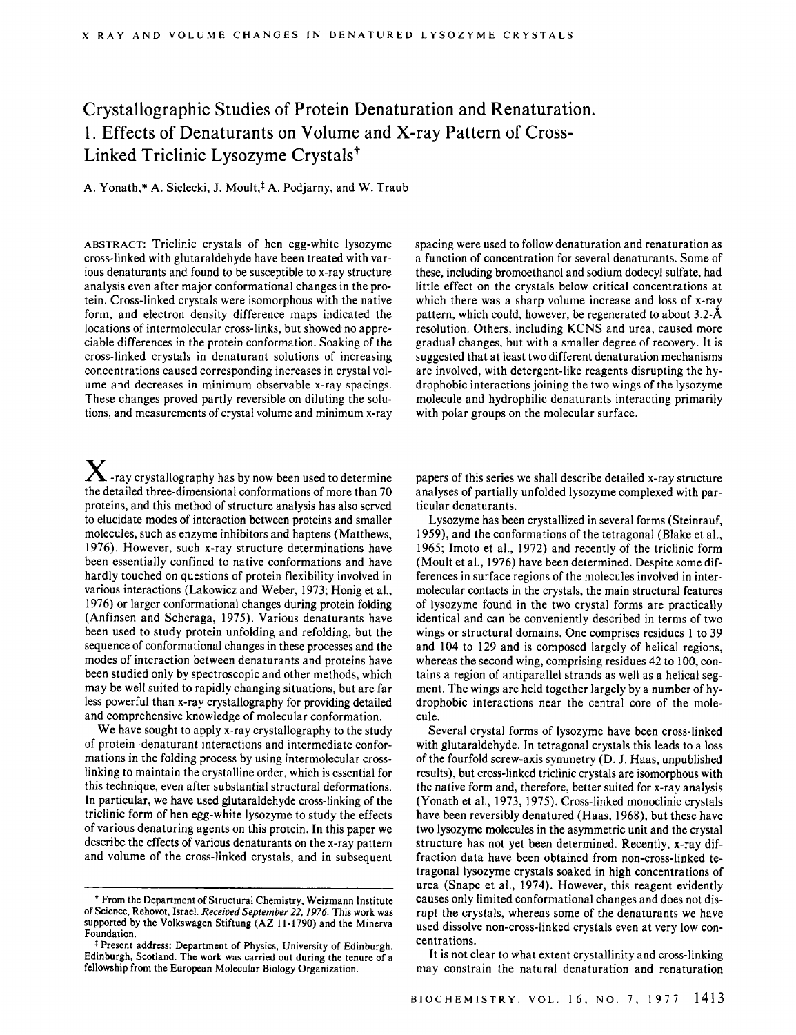# Crystallographic Studies of Protein Denaturation and Renaturation. 1. Effects of Denaturants on Volume and X-ray Pattern of Cross-Linked Triclinic Lysozyme Crystals†

A. Yonath,* A. Sielecki, J. Moult,‡ A. Podjarny, and W. Traub

ABSTRACT: Triclinic crystals of hen egg-white lysozyme cross-linked with glutaraldehyde have been treated with various denaturants and found to be susceptible to x-ray structure analysis even after major conformational changes in the protein. Cross-linked crystals were isomorphous with the native form, and electron density difference maps indicated the locations of intermolecular cross-links, but showed no appreciable differences in the protein conformation. Soaking of the cross-linked crystals in denaturant solutions of increasing concentrations caused corresponding increases in crystal volume and decreases in minimum observable x-ray spacings. These changes proved partly reversible on diluting the solutions, and measurements of crystal volume and minimum x-ray spacing were used to follow denaturation and renaturation as a function of concentration for several denaturants. Some of these, including bromoethanol and sodium dodecyl sulfate, had little effect on the crystals below critical concentrations at which there was a sharp volume increase and loss of x-ray pattern, which could, however, be regenerated to about 3.2-Å resolution. Others, including KCNS and urea, caused more gradual changes, but with a smaller degree of recovery. It is suggested that at least two different denaturation mechanisms are involved, with detergent-like reagents disrupting the hydrophobic interactions joining the two wings of the lysozyme molecule and hydrophilic denaturants interacting primarily with polar groups on the molecular surface.

X-ray crystallography has by now been used to determine the detailed three-dimensional conformations of more than 70 proteins, and this method of structure analysis has also served to elucidate modes of interaction between proteins and smaller molecules, such as enzyme inhibitors and haptens (Matthews, 1976). However, such x-ray structure determinations have been essentially confined to native conformations and have hardly touched on questions of protein flexibility involved in various interactions (Lakowicz and Weber, 1973; Honig et al., 1976) or larger conformational changes during protein folding (Anfinsen and Scheraga, 1975). Various denaturants have been used to study protein unfolding and refolding, but the sequence of conformational changes in these processes and the modes of interaction between denaturants and proteins have been studied only by spectroscopic and other methods, which may be well suited to rapidly changing situations, but are far less powerful than x-ray crystallography for providing detailed and comprehensive knowledge of molecular conformation.

We have sought to apply x-ray crystallography to the study of protein–denaturant interactions and intermediate conformations in the folding process by using intermolecular cross-linking to maintain the crystalline order, which is essential for this technique, even after substantial structural deformations. In particular, we have used glutaraldehyde cross-linking of the triclinic form of hen egg-white lysozyme to study the effects of various denaturing agents on this protein. In this paper we describe the effects of various denaturants on the x-ray pattern and volume of the cross-linked crystals, and in subsequent papers of this series we shall describe detailed x-ray structure analyses of partially unfolded lysozyme complexed with particular denaturants.

Lysozyme has been crystallized in several forms (Steinrauf, 1959), and the conformations of the tetragonal (Blake et al., 1965; Imoto et al., 1972) and recently of the triclinic form (Moult et al., 1976) have been determined. Despite some differences in surface regions of the molecules involved in intermolecular contacts in the crystals, the main structural features of lysozyme found in the two crystal forms are practically identical and can be conveniently described in terms of two wings or structural domains. One comprises residues 1 to 39 and 104 to 129 and is composed largely of helical regions, whereas the second wing, comprising residues 42 to 100, contains a region of antiparallel strands as well as a helical segment. The wings are held together largely by a number of hydrophobic interactions near the central core of the molecule.

Several crystal forms of lysozyme have been cross-linked with glutaraldehyde. In tetragonal crystals this leads to a loss of the fourfold screw-axis symmetry (D. J. Haas, unpublished results), but cross-linked triclinic crystals are isomorphous with the native form and, therefore, better suited for x-ray analysis (Yonath et al., 1973, 1975). Cross-linked monoclinic crystals have been reversibly denatured (Haas, 1968), but these have two lysozyme molecules in the asymmetric unit and the crystal structure has not yet been determined. Recently, x-ray diffraction data have been obtained from non-cross-linked tetragonal lysozyme crystals soaked in high concentrations of urea (Snape et al., 1974). However, this reagent evidently causes only limited conformational changes and does not disrupt the crystals, whereas some of the denaturants we have used dissolve non-cross-linked crystals even at very low concentrations.

It is not clear to what extent crystallinity and cross-linking may constrain the natural denaturation and renaturation

---

† From the Department of Structural Chemistry, Weizmann Institute of Science, Rehovot, Israel. *Received September 22, 1976.* This work was supported by the Volkswagen Stiftung (AZ 11-1790) and the Minerva Foundation.

‡ Present address: Department of Physics, University of Edinburgh, Edinburgh, Scotland. The work was carried out during the tenure of a fellowship from the European Molecular Biology Organization.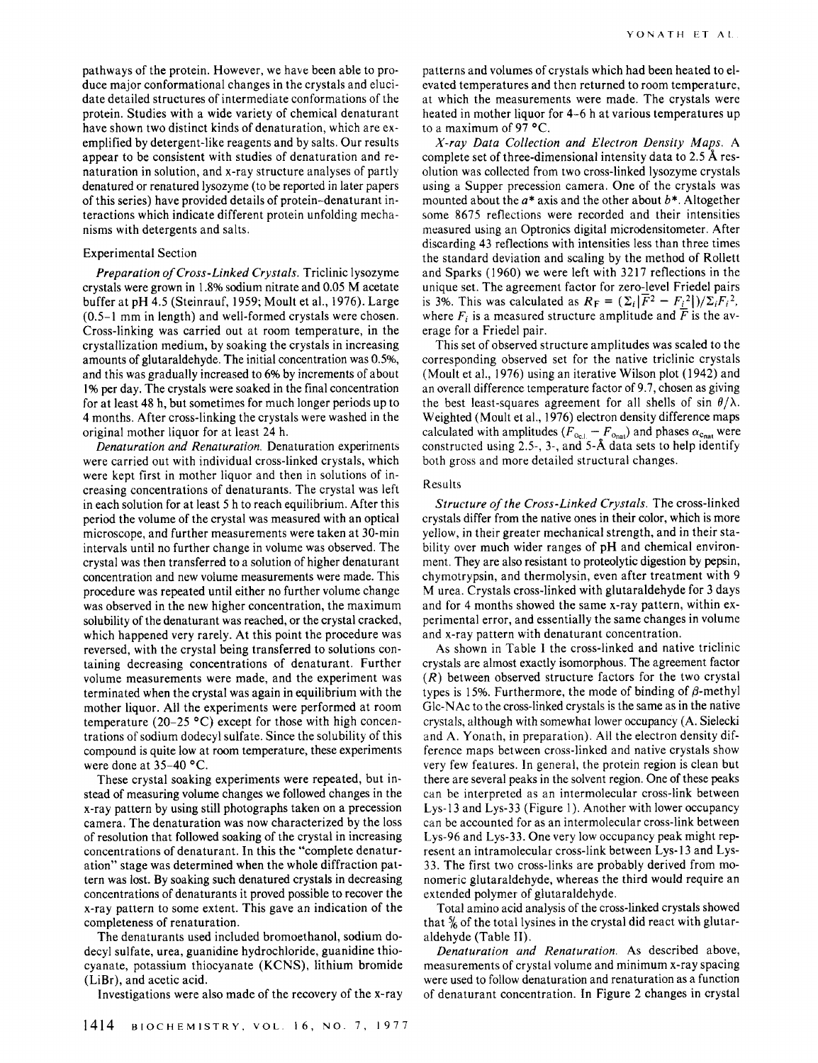pathways of the protein. However, we have been able to produce major conformational changes in the crystals and elucidate detailed structures of intermediate conformations of the protein. Studies with a wide variety of chemical denaturant have shown two distinct kinds of denaturation, which are exemplified by detergent-like reagents and by salts. Our results appear to be consistent with studies of denaturation and renaturation in solution, and x-ray structure analyses of partly denatured or renatured lysozyme (to be reported in later papers of this series) have provided details of protein-denaturant interactions which indicate different protein unfolding mechanisms with detergents and salts.

## Experimental Section

*Preparation of Cross-Linked Crystals.* Triclinic lysozyme crystals were grown in 1.8% sodium nitrate and 0.05 M acetate buffer at pH 4.5 (Steinrauf, 1959; Moult et al., 1976). Large (0.5–1 mm in length) and well-formed crystals were chosen. Cross-linking was carried out at room temperature, in the crystallization medium, by soaking the crystals in increasing amounts of glutaraldehyde. The initial concentration was 0.5%, and this was gradually increased to 6% by increments of about 1% per day. The crystals were soaked in the final concentration for at least 48 h, but sometimes for much longer periods up to 4 months. After cross-linking the crystals were washed in the original mother liquor for at least 24 h.

*Denaturation and Renaturation.* Denaturation experiments were carried out with individual cross-linked crystals, which were kept first in mother liquor and then in solutions of increasing concentrations of denaturants. The crystal was left in each solution for at least 5 h to reach equilibrium. After this period the volume of the crystal was measured with an optical microscope, and further measurements were taken at 30-min intervals until no further change in volume was observed. The crystal was then transferred to a solution of higher denaturant concentration and new volume measurements were made. This procedure was repeated until either no further volume change was observed in the new higher concentration, the maximum solubility of the denaturant was reached, or the crystal cracked, which happened very rarely. At this point the procedure was reversed, with the crystal being transferred to solutions containing decreasing concentrations of denaturant. Further volume measurements were made, and the experiment was terminated when the crystal was again in equilibrium with the mother liquor. All the experiments were performed at room temperature (20–25 °C) except for those with high concentrations of sodium dodecyl sulfate. Since the solubility of this compound is quite low at room temperature, these experiments were done at 35–40 °C.

These crystal soaking experiments were repeated, but instead of measuring volume changes we followed changes in the x-ray pattern by using still photographs taken on a precession camera. The denaturation was now characterized by the loss of resolution that followed soaking of the crystal in increasing concentrations of denaturant. In this the "complete denaturation" stage was determined when the whole diffraction pattern was lost. By soaking such denatured crystals in decreasing concentrations of denaturants it proved possible to recover the x-ray pattern to some extent. This gave an indication of the completeness of renaturation.

The denaturants used included bromoethanol, sodium dodecyl sulfate, urea, guanidine hydrochloride, guanidine thiocyanate, potassium thiocyanate (KCNS), lithium bromide (LiBr), and acetic acid.

Investigations were also made of the recovery of the x-ray patterns and volumes of crystals which had been heated to elevated temperatures and then returned to room temperature, at which the measurements were made. The crystals were heated in mother liquor for 4–6 h at various temperatures up to a maximum of 97 °C.

*X-ray Data Collection and Electron Density Maps.* A complete set of three-dimensional intensity data to 2.5 Å resolution was collected from two cross-linked lysozyme crystals using a Supper precession camera. One of the crystals was mounted about the $a^*$ axis and the other about $b^*$. Altogether some 8675 reflections were recorded and their intensities measured using an Optronics digital microdensitometer. After discarding 43 reflections with intensities less than three times the standard deviation and scaling by the method of Rollett and Sparks (1960) we were left with 3217 reflections in the unique set. The agreement factor for zero-level Friedel pairs is 3%. This was calculated as $R_F = (\Sigma_i|\overline{F}^2 - F_i^2|)/\Sigma_i F_i^2$, where $F_i$ is a measured structure amplitude and $\overline{F}$ is the average for a Friedel pair.

This set of observed structure amplitudes was scaled to the corresponding observed set for the native triclinic crystals (Moult et al., 1976) using an iterative Wilson plot (1942) and an overall difference temperature factor of 9.7, chosen as giving the best least-squares agreement for all shells of $\sin\theta/\lambda$. Weighted (Moult et al., 1976) electron density difference maps calculated with amplitudes $(F_{o_{\mathrm{CL}}} - F_{o_{\mathrm{nat}}})$ and phases $\alpha_{c_{\mathrm{nat}}}$ were constructed using 2.5-, 3-, and 5-Å data sets to help identify both gross and more detailed structural changes.

## Results

*Structure of the Cross-Linked Crystals.* The cross-linked crystals differ from the native ones in their color, which is more yellow, in their greater mechanical strength, and in their stability over much wider ranges of pH and chemical environment. They are also resistant to proteolytic digestion by pepsin, chymotrypsin, and thermolysin, even after treatment with 9 M urea. Crystals cross-linked with glutaraldehyde for 3 days and for 4 months showed the same x-ray pattern, within experimental error, and essentially the same changes in volume and x-ray pattern with denaturant concentration.

As shown in Table I the cross-linked and native triclinic crystals are almost exactly isomorphous. The agreement factor ($R$) between observed structure factors for the two crystal types is 15%. Furthermore, the mode of binding of $\beta$-methyl Glc-NAc to the cross-linked crystals is the same as in the native crystals, although with somewhat lower occupancy (A. Sielecki and A. Yonath, in preparation). All the electron density difference maps between cross-linked and native crystals show very few features. In general, the protein region is clean but there are several peaks in the solvent region. One of these peaks can be interpreted as an intermolecular cross-link between Lys-13 and Lys-33 (Figure 1). Another with lower occupancy can be accounted for as an intermolecular cross-link between Lys-96 and Lys-33. One very low occupancy peak might represent an intramolecular cross-link between Lys-13 and Lys-33. The first two cross-links are probably derived from monomeric glutaraldehyde, whereas the third would require an extended polymer of glutaraldehyde.

Total amino acid analysis of the cross-linked crystals showed that $\frac{5}{6}$ of the total lysines in the crystal did react with glutaraldehyde (Table II).

*Denaturation and Renaturation.* As described above, measurements of crystal volume and minimum x-ray spacing were used to follow denaturation and renaturation as a function of denaturant concentration. In Figure 2 changes in crystal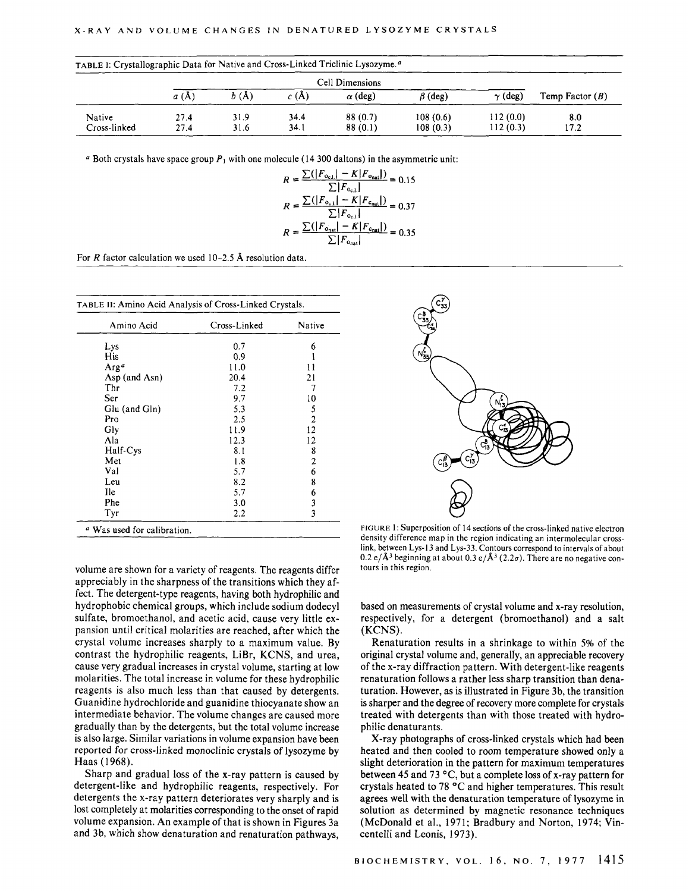TABLE I: Crystallographic Data for Native and Cross-Linked Triclinic Lysozyme.[a]

| | Cell Dimensions | | | | | | |
|---|---|---|---|---|---|---|---|
| | $a$ (Å) | $b$ (Å) | $c$ (Å) | $\alpha$ (deg) | $\beta$ (deg) | $\gamma$ (deg) | Temp Factor ($B$) |
| Native | 27.4 | 31.9 | 34.4 | 88 (0.7) | 108 (0.6) | 112 (0.0) | 8.0 |
| Cross-linked | 27.4 | 31.6 | 34.1 | 88 (0.1) | 108 (0.3) | 112 (0.3) | 17.2 |

[a] Both crystals have space group $P_1$ with one molecule (14 300 daltons) in the asymmetric unit:

$$R = \frac{\sum(|F_{o_{c.l.}}| - K|F_{o_{nat}}|)}{\sum|F_{o_{c.l.}}|} = 0.15$$

$$R = \frac{\sum(|F_{o_{c.l.}}| - K|F_{c_{nat}}|)}{\sum|F_{o_{c.l.}}|} = 0.37$$

$$R = \frac{\sum(|F_{o_{nat}}| - K|F_{c_{nat}}|)}{\sum|F_{o_{nat}}|} = 0.35$$

For $R$ factor calculation we used 10–2.5 Å resolution data.

TABLE II: Amino Acid Analysis of Cross-Linked Crystals.

| Amino Acid | Cross-Linked | Native |
|---|---|---|
| Lys | 0.7 | 6 |
| His | 0.9 | 1 |
| Arg[a] | 11.0 | 11 |
| Asp (and Asn) | 20.4 | 21 |
| Thr | 7.2 | 7 |
| Ser | 9.7 | 10 |
| Glu (and Gln) | 5.3 | 5 |
| Pro | 2.5 | 2 |
| Gly | 11.9 | 12 |
| Ala | 12.3 | 12 |
| Half-Cys | 8.1 | 8 |
| Met | 1.8 | 2 |
| Val | 5.7 | 6 |
| Leu | 8.2 | 8 |
| Ile | 5.7 | 6 |
| Phe | 3.0 | 3 |
| Tyr | 2.2 | 3 |

[a] Was used for calibration.

FIGURE 1: Superposition of 14 sections of the cross-linked native electron density difference map in the region indicating an intermolecular cross-link, between Lys-13 and Lys-33. Contours correspond to intervals of about 0.2 e/Å$^3$ beginning at about 0.3 e/Å$^3$ (2.2$\sigma$). There are no negative contours in this region.

volume are shown for a variety of reagents. The reagents differ appreciably in the sharpness of the transitions which they affect. The detergent-type reagents, having both hydrophilic and hydrophobic chemical groups, which include sodium dodecyl sulfate, bromoethanol, and acetic acid, cause very little expansion until critical molarities are reached, after which the crystal volume increases sharply to a maximum value. By contrast the hydrophilic reagents, LiBr, KCNS, and urea, cause very gradual increases in crystal volume, starting at low molarities. The total increase in volume for these hydrophilic reagents is also much less than that caused by detergents. Guanidine hydrochloride and guanidine thiocyanate show an intermediate behavior. The volume changes are caused more gradually than by the detergents, but the total volume increase is also large. Similar variations in volume expansion have been reported for cross-linked monoclinic crystals of lysozyme by Haas (1968).

Sharp and gradual loss of the x-ray pattern is caused by detergent-like and hydrophilic reagents, respectively. For detergents the x-ray pattern deteriorates very sharply and is lost completely at molarities corresponding to the onset of rapid volume expansion. An example of that is shown in Figures 3a and 3b, which show denaturation and renaturation pathways, based on measurements of crystal volume and x-ray resolution, respectively, for a detergent (bromoethanol) and a salt (KCNS).

Renaturation results in a shrinkage to within 5% of the original crystal volume and, generally, an appreciable recovery of the x-ray diffraction pattern. With detergent-like reagents renaturation follows a rather less sharp transition than denaturation. However, as is illustrated in Figure 3b, the transition is sharper and the degree of recovery more complete for crystals treated with detergents than with those treated with hydrophilic denaturants.

X-ray photographs of cross-linked crystals which had been heated and then cooled to room temperature showed only a slight deterioration in the pattern for maximum temperatures between 45 and 73 °C, but a complete loss of x-ray pattern for crystals heated to 78 °C and higher temperatures. This result agrees well with the denaturation temperature of lysozyme in solution as determined by magnetic resonance techniques (McDonald et al., 1971; Bradbury and Norton, 1974; Vincentelli and Leonis, 1973).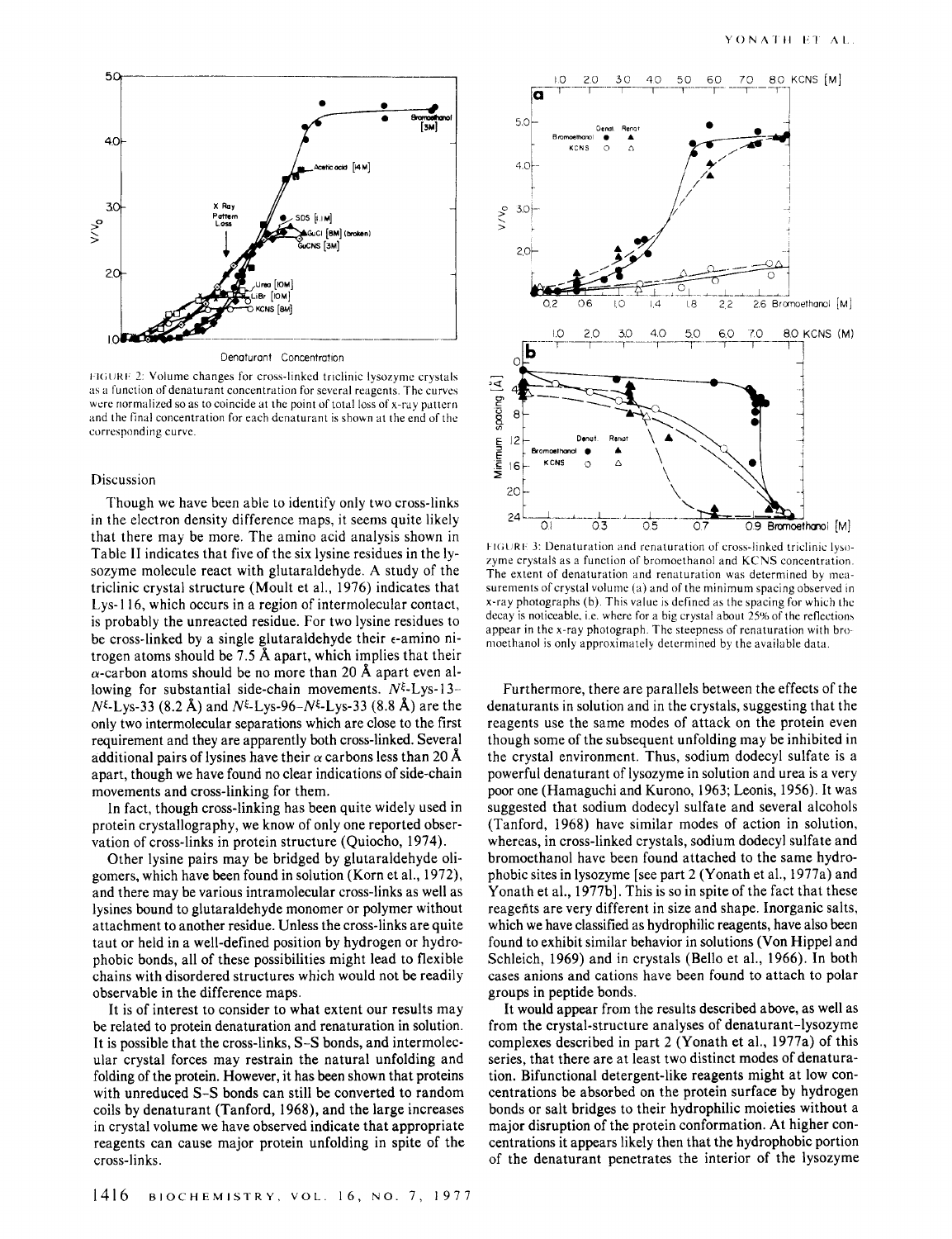FIGURE 2: Volume changes for cross-linked triclinic lysozyme crystals as a function of denaturant concentration for several reagents. The curves were normalized so as to coincide at the point of total loss of x-ray pattern and the final concentration for each denaturant is shown at the end of the corresponding curve.

## Discussion

Though we have been able to identify only two cross-links in the electron density difference maps, it seems quite likely that there may be more. The amino acid analysis shown in Table II indicates that five of the six lysine residues in the lysozyme molecule react with glutaraldehyde. A study of the triclinic crystal structure (Moult et al., 1976) indicates that Lys-116, which occurs in a region of intermolecular contact, is probably the unreacted residue. For two lysine residues to be cross-linked by a single glutaraldehyde their $\epsilon$-amino nitrogen atoms should be 7.5 Å apart, which implies that their $\alpha$-carbon atoms should be no more than 20 Å apart even allowing for substantial side-chain movements. $N^{\xi}$-Lys-13–$N^{\xi}$-Lys-33 (8.2 Å) and $N^{\xi}$-Lys-96–$N^{\xi}$-Lys-33 (8.8 Å) are the only two intermolecular separations which are close to the first requirement and they are apparently both cross-linked. Several additional pairs of lysines have their $\alpha$ carbons less than 20 Å apart, though we have found no clear indications of side-chain movements and cross-linking for them.

In fact, though cross-linking has been quite widely used in protein crystallography, we know of only one reported observation of cross-links in protein structure (Quiocho, 1974).

Other lysine pairs may be bridged by glutaraldehyde oligomers, which have been found in solution (Korn et al., 1972), and there may be various intramolecular cross-links as well as lysines bound to glutaraldehyde monomer or polymer without attachment to another residue. Unless the cross-links are quite taut or held in a well-defined position by hydrogen or hydrophobic bonds, all of these possibilities might lead to flexible chains with disordered structures which would not be readily observable in the difference maps.

It is of interest to consider to what extent our results may be related to protein denaturation and renaturation in solution. It is possible that the cross-links, S–S bonds, and intermolecular crystal forces may restrain the natural unfolding and folding of the protein. However, it has been shown that proteins with unreduced S–S bonds can still be converted to random coils by denaturant (Tanford, 1968), and the large increases in crystal volume we have observed indicate that appropriate reagents can cause major protein unfolding in spite of the cross-links.

FIGURE 3: Denaturation and renaturation of cross-linked triclinic lysozyme crystals as a function of bromoethanol and KCNS concentration. The extent of denaturation and renaturation was determined by measurements of crystal volume (a) and of the minimum spacing observed in x-ray photographs (b). This value is defined as the spacing for which the decay is noticeable, i.e. where for a big crystal about 25% of the reflections appear in the x-ray photograph. The steepness of renaturation with bromoethanol is only approximately determined by the available data.

Furthermore, there are parallels between the effects of the denaturants in solution and in the crystals, suggesting that the reagents use the same modes of attack on the protein even though some of the subsequent unfolding may be inhibited in the crystal environment. Thus, sodium dodecyl sulfate is a powerful denaturant of lysozyme in solution and urea is a very poor one (Hamaguchi and Kurono, 1963; Leonis, 1956). It was suggested that sodium dodecyl sulfate and several alcohols (Tanford, 1968) have similar modes of action in solution, whereas, in cross-linked crystals, sodium dodecyl sulfate and bromoethanol have been found attached to the same hydrophobic sites in lysozyme [see part 2 (Yonath et al., 1977a) and Yonath et al., 1977b]. This is so in spite of the fact that these reagents are very different in size and shape. Inorganic salts, which we have classified as hydrophilic reagents, have also been found to exhibit similar behavior in solutions (Von Hippel and Schleich, 1969) and in crystals (Bello et al., 1966). In both cases anions and cations have been found to attach to polar groups in peptide bonds.

It would appear from the results described above, as well as from the crystal-structure analyses of denaturant–lysozyme complexes described in part 2 (Yonath et al., 1977a) of this series, that there are at least two distinct modes of denaturation. Bifunctional detergent-like reagents might at low concentrations be absorbed on the protein surface by hydrogen bonds or salt bridges to their hydrophilic moieties without a major disruption of the protein conformation. At higher concentrations it appears likely then that the hydrophobic portion of the denaturant penetrates the interior of the lysozyme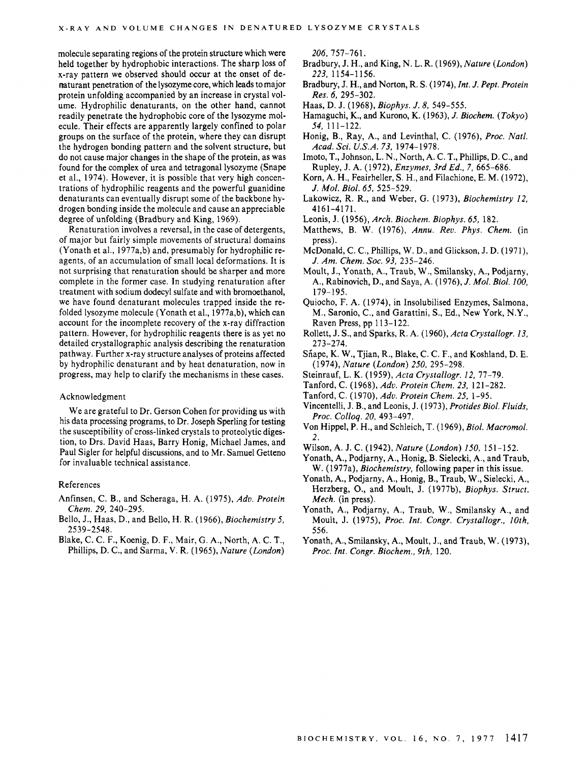molecule separating regions of the protein structure which were held together by hydrophobic interactions. The sharp loss of x-ray pattern we observed should occur at the onset of denaturant penetration of the lysozyme core, which leads to major protein unfolding accompanied by an increase in crystal volume. Hydrophilic denaturants, on the other hand, cannot readily penetrate the hydrophobic core of the lysozyme molecule. Their effects are apparently largely confined to polar groups on the surface of the protein, where they can disrupt the hydrogen bonding pattern and the solvent structure, but do not cause major changes in the shape of the protein, as was found for the complex of urea and tetragonal lysozyme (Snape et al., 1974). However, it is possible that very high concentrations of hydrophilic reagents and the powerful guanidine denaturants can eventually disrupt some of the backbone hydrogen bonding inside the molecule and cause an appreciable degree of unfolding (Bradbury and King, 1969).

Renaturation involves a reversal, in the case of detergents, of major but fairly simple movements of structural domains (Yonath et al., 1977a,b) and, presumably for hydrophilic reagents, of an accumulation of small local deformations. It is not surprising that renaturation should be sharper and more complete in the former case. In studying renaturation after treatment with sodium dodecyl sulfate and with bromoethanol, we have found denaturant molecules trapped inside the refolded lysozyme molecule (Yonath et al., 1977a,b), which can account for the incomplete recovery of the x-ray diffraction pattern. However, for hydrophilic reagents there is as yet no detailed crystallographic analysis describing the renaturation pathway. Further x-ray structure analyses of proteins affected by hydrophilic denaturant and by heat denaturation, now in progress, may help to clarify the mechanisms in these cases.

## Acknowledgment

We are grateful to Dr. Gerson Cohen for providing us with his data processing programs, to Dr. Joseph Sperling for testing the susceptibility of cross-linked crystals to proteolytic digestion, to Drs. David Haas, Barry Honig, Michael James, and Paul Sigler for helpful discussions, and to Mr. Samuel Getteno for invaluable technical assistance.

## References

Anfinsen, C. B., and Scheraga, H. A. (1975), *Adv. Protein Chem. 29,* 240-295.

Bello, J., Haas, D., and Bello, H. R. (1966), *Biochemistry 5,* 2539-2548.

Blake, C. C. F., Koenig, D. F., Mair, G. A., North, A. C. T., Phillips, D. C., and Sarma, V. R. (1965), *Nature (London) 206,* 757-761.

Bradbury, J. H., and King, N. L. R. (1969), *Nature (London) 223,* 1154-1156.

Bradbury, J. H., and Norton, R. S. (1974), *Int. J. Pept. Protein Res. 6,* 295-302.

Haas, D. J. (1968), *Biophys. J. 8,* 549-555.

Hamaguchi, K., and Kurono, K. (1963), *J. Biochem. (Tokyo) 54,* 111-122.

Honig, B., Ray, A., and Levinthal, C. (1976), *Proc. Natl. Acad. Sci. U.S.A. 73,* 1974-1978.

Imoto, T., Johnson, L. N., North, A. C. T., Phillips, D. C., and Rupley, J. A. (1972), *Enzymes, 3rd Ed., 7,* 665-686.

Korn, A. H., Feairheller, S. H., and Filachione, E. M. (1972), *J. Mol. Biol. 65,* 525-529.

Lakowicz, R. R., and Weber, G. (1973), *Biochemistry 12,* 4161-4171.

Leonis, J. (1956), *Arch. Biochem. Biophys. 65,* 182.

Matthews, B. W. (1976), *Annu. Rev. Phys. Chem.* (in press).

McDonald, C. C., Phillips, W. D., and Glickson, J. D. (1971), *J. Am. Chem. Soc. 93,* 235-246.

Moult, J., Yonath, A., Traub, W., Smilansky, A., Podjarny, A., Rabinovich, D., and Saya, A. (1976), *J. Mol. Biol. 100,* 179-195.

Quiocho, F. A. (1974), in Insolubilised Enzymes, Salmona, M., Saronio, C., and Garattini, S., Ed., New York, N.Y., Raven Press, pp 113-122.

Rollett, J. S., and Sparks, R. A. (1960), *Acta Crystallogr. 13,* 273-274.

Sñape, K. W., Tjian, R., Blake, C. C. F., and Koshland, D. E. (1974), *Nature (London) 250,* 295-298.

Steinrauf, L. K. (1959), *Acta Crystallogr. 12,* 77-79.

Tanford, C. (1968), *Adv. Protein Chem. 23,* 121-282.

Tanford, C. (1970), *Adv. Protein Chem. 25,* 1-95.

Vincentelli, J. B., and Leonis, J. (1973), *Protides Biol. Fluids, Proc. Colloq. 20,* 493-497.

Von Hippel, P. H., and Schleich, T. (1969), *Biol. Macromol. 2.*

Wilson, A. J. C. (1942), *Nature (London) 150,* 151-152.

Yonath, A., Podjarny, A., Honig, B. Sielecki, A., and Traub, W. (1977a), *Biochemistry,* following paper in this issue.

Yonath, A., Podjarny, A., Honig, B., Traub, W., Sielecki, A., Herzberg, O., and Moult, J. (1977b), *Biophys. Struct. Mech.* (in press).

Yonath, A., Podjarny, A., Traub, W., Smilansky A., and Moult, J. (1975), *Proc. Int. Congr. Crystallogr., 10th,* 556.

Yonath, A., Smilansky, A., Moult, J., and Traub, W. (1973), *Proc. Int. Congr. Biochem., 9th,* 120.